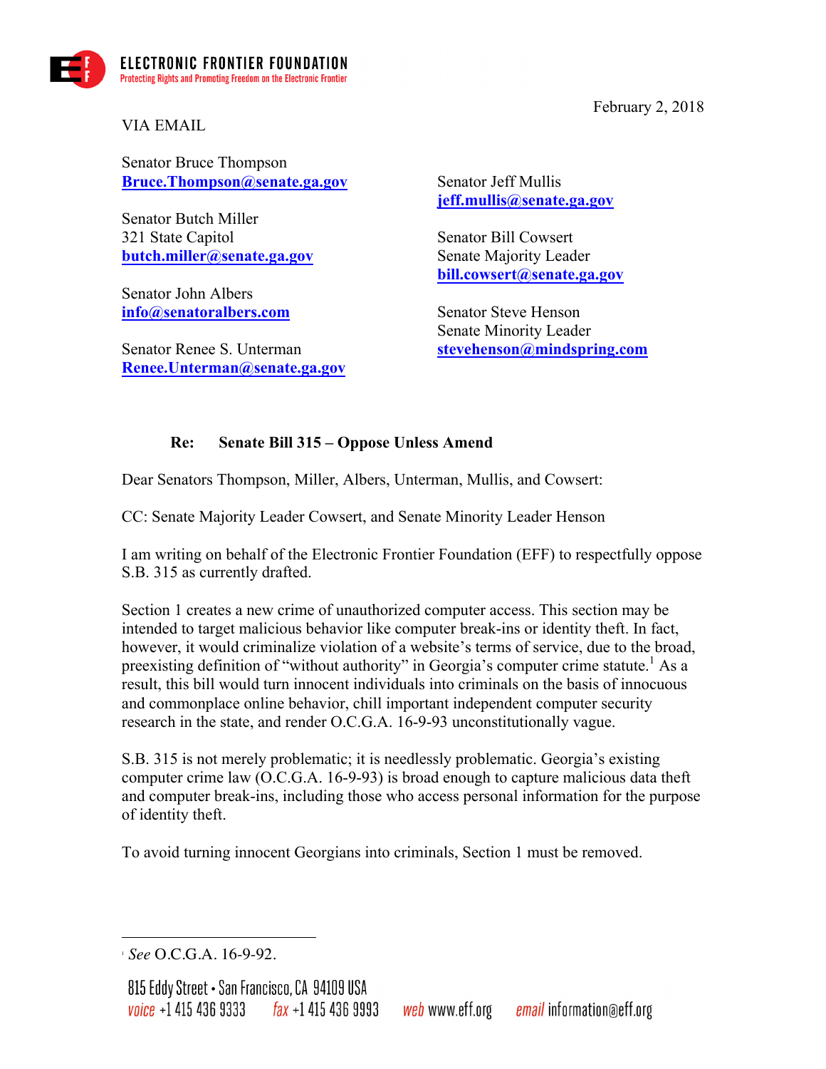ELECTRONIC FRONTIER FOUNDATION
Protecting Rights and Promoting Freedom on the Electronic Frontier

February 2, 2018

VIA EMAIL

Senator Bruce Thompson
**Bruce.Thompson@senate.ga.gov**

Senator Butch Miller
321 State Capitol
**butch.miller@senate.ga.gov**

Senator John Albers
**info@senatoralbers.com**

Senator Renee S. Unterman
**Renee.Unterman@senate.ga.gov**

Senator Jeff Mullis
**jeff.mullis@senate.ga.gov**

Senator Bill Cowsert
Senate Majority Leader
**bill.cowsert@senate.ga.gov**

Senator Steve Henson
Senate Minority Leader
**stevehenson@mindspring.com**

**Re: Senate Bill 315 – Oppose Unless Amend**

Dear Senators Thompson, Miller, Albers, Unterman, Mullis, and Cowsert:

CC: Senate Majority Leader Cowsert, and Senate Minority Leader Henson

I am writing on behalf of the Electronic Frontier Foundation (EFF) to respectfully oppose S.B. 315 as currently drafted.

Section 1 creates a new crime of unauthorized computer access. This section may be intended to target malicious behavior like computer break-ins or identity theft. In fact, however, it would criminalize violation of a website's terms of service, due to the broad, preexisting definition of "without authority" in Georgia's computer crime statute.[1] As a result, this bill would turn innocent individuals into criminals on the basis of innocuous and commonplace online behavior, chill important independent computer security research in the state, and render O.C.G.A. 16-9-93 unconstitutionally vague.

S.B. 315 is not merely problematic; it is needlessly problematic. Georgia's existing computer crime law (O.C.G.A. 16-9-93) is broad enough to capture malicious data theft and computer break-ins, including those who access personal information for the purpose of identity theft.

To avoid turning innocent Georgians into criminals, Section 1 must be removed.

[1] *See* O.C.G.A. 16-9-92.

815 Eddy Street • San Francisco, CA 94109 USA
voice +1 415 436 9333 fax +1 415 436 9993 web www.eff.org email information@eff.org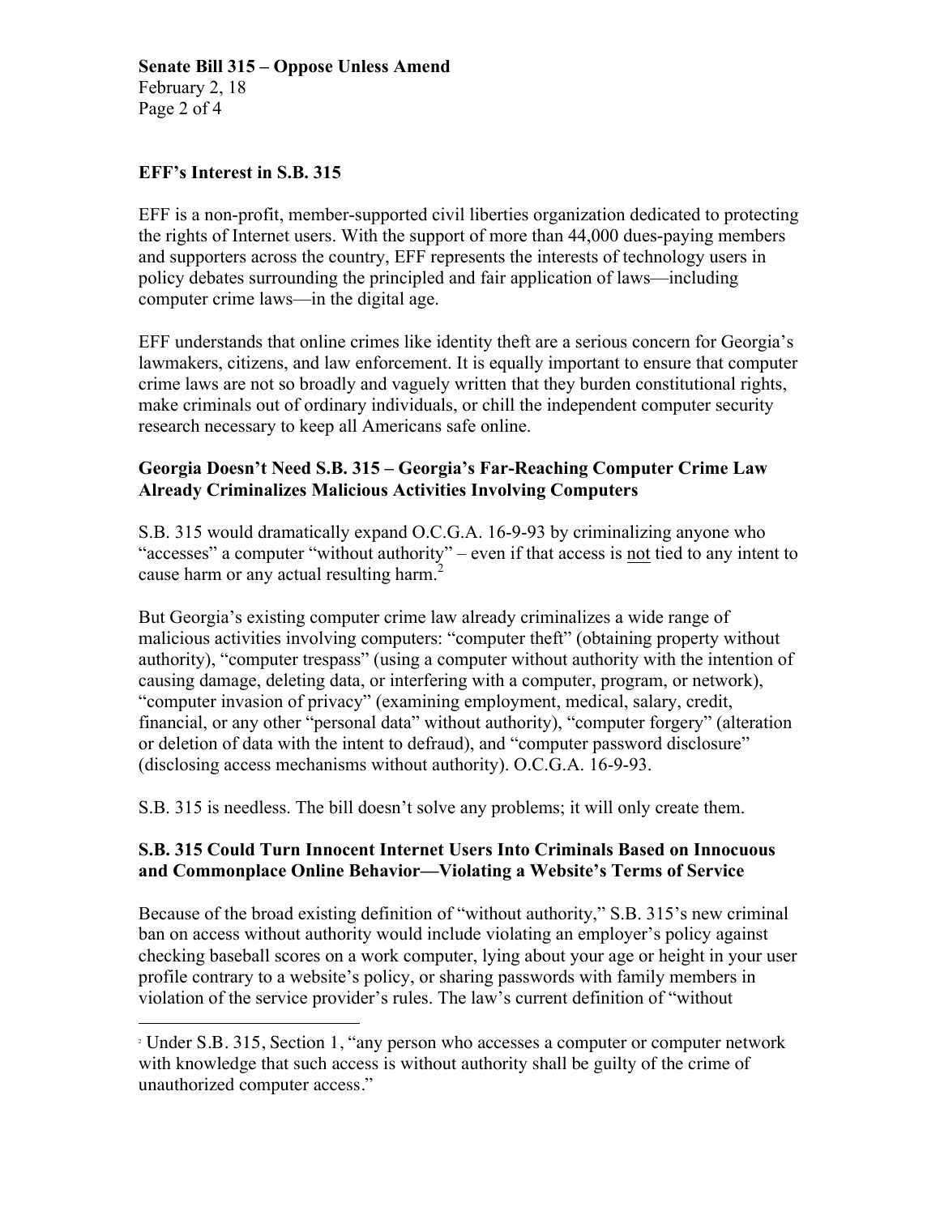### EFF's Interest in S.B. 315

EFF is a non-profit, member-supported civil liberties organization dedicated to protecting the rights of Internet users. With the support of more than 44,000 dues-paying members and supporters across the country, EFF represents the interests of technology users in policy debates surrounding the principled and fair application of laws—including computer crime laws—in the digital age.

EFF understands that online crimes like identity theft are a serious concern for Georgia's lawmakers, citizens, and law enforcement. It is equally important to ensure that computer crime laws are not so broadly and vaguely written that they burden constitutional rights, make criminals out of ordinary individuals, or chill the independent computer security research necessary to keep all Americans safe online.

### Georgia Doesn't Need S.B. 315 – Georgia's Far-Reaching Computer Crime Law Already Criminalizes Malicious Activities Involving Computers

S.B. 315 would dramatically expand O.C.G.A. 16-9-93 by criminalizing anyone who "accesses" a computer "without authority" – even if that access is <u>not</u> tied to any intent to cause harm or any actual resulting harm.[2]

But Georgia's existing computer crime law already criminalizes a wide range of malicious activities involving computers: "computer theft" (obtaining property without authority), "computer trespass" (using a computer without authority with the intention of causing damage, deleting data, or interfering with a computer, program, or network), "computer invasion of privacy" (examining employment, medical, salary, credit, financial, or any other "personal data" without authority), "computer forgery" (alteration or deletion of data with the intent to defraud), and "computer password disclosure" (disclosing access mechanisms without authority). O.C.G.A. 16-9-93.

S.B. 315 is needless. The bill doesn't solve any problems; it will only create them.

### S.B. 315 Could Turn Innocent Internet Users Into Criminals Based on Innocuous and Commonplace Online Behavior—Violating a Website's Terms of Service

Because of the broad existing definition of "without authority," S.B. 315's new criminal ban on access without authority would include violating an employer's policy against checking baseball scores on a work computer, lying about your age or height in your user profile contrary to a website's policy, or sharing passwords with family members in violation of the service provider's rules. The law's current definition of "without

---

[2] Under S.B. 315, Section 1, "any person who accesses a computer or computer network with knowledge that such access is without authority shall be guilty of the crime of unauthorized computer access."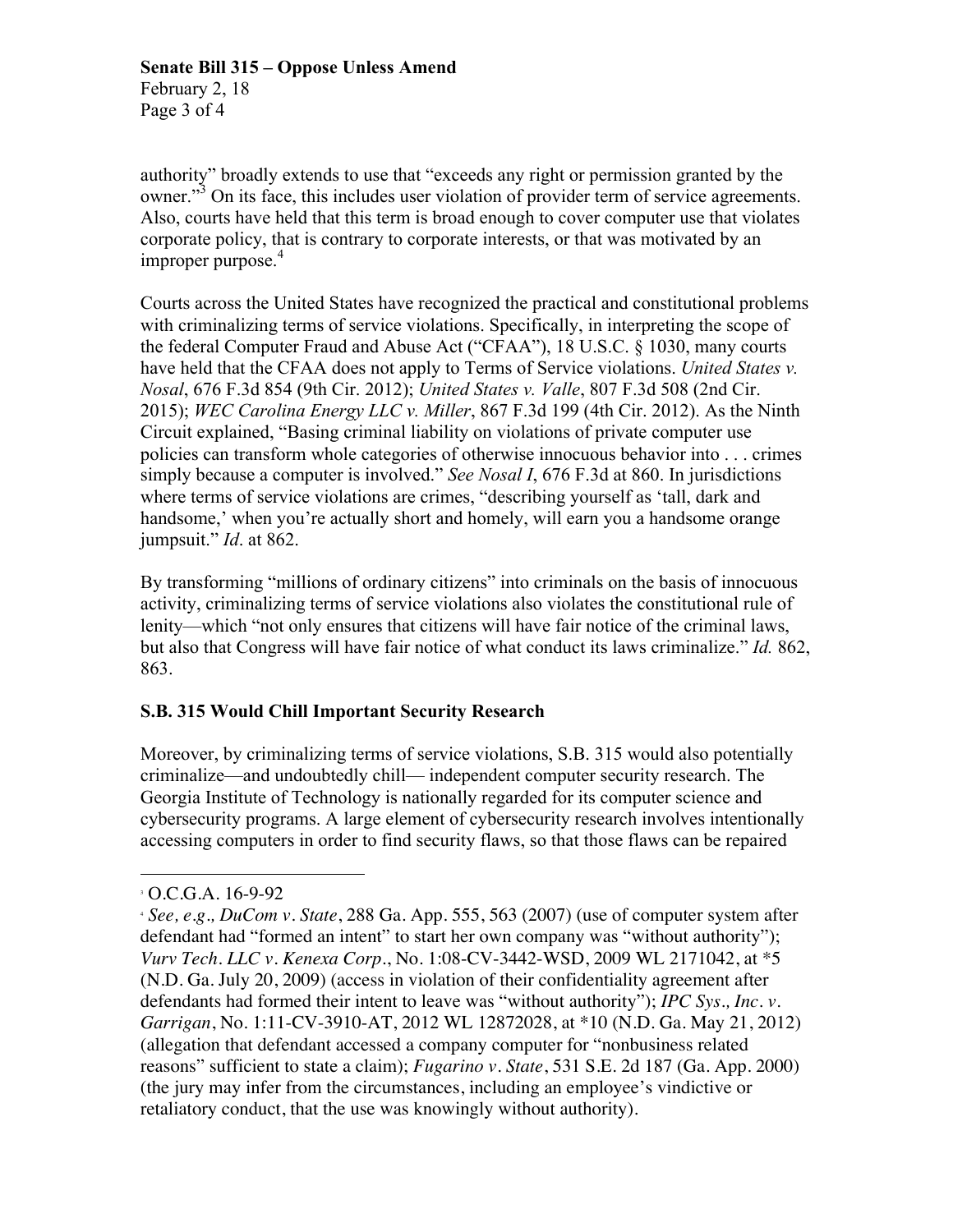authority" broadly extends to use that "exceeds any right or permission granted by the owner."[3] On its face, this includes user violation of provider term of service agreements. Also, courts have held that this term is broad enough to cover computer use that violates corporate policy, that is contrary to corporate interests, or that was motivated by an improper purpose.[4]

Courts across the United States have recognized the practical and constitutional problems with criminalizing terms of service violations. Specifically, in interpreting the scope of the federal Computer Fraud and Abuse Act ("CFAA"), 18 U.S.C. § 1030, many courts have held that the CFAA does not apply to Terms of Service violations. *United States v. Nosal*, 676 F.3d 854 (9th Cir. 2012); *United States v. Valle*, 807 F.3d 508 (2nd Cir. 2015); *WEC Carolina Energy LLC v. Miller*, 867 F.3d 199 (4th Cir. 2012). As the Ninth Circuit explained, "Basing criminal liability on violations of private computer use policies can transform whole categories of otherwise innocuous behavior into . . . crimes simply because a computer is involved." *See Nosal I*, 676 F.3d at 860. In jurisdictions where terms of service violations are crimes, "describing yourself as 'tall, dark and handsome,' when you're actually short and homely, will earn you a handsome orange jumpsuit." *Id.* at 862.

By transforming "millions of ordinary citizens" into criminals on the basis of innocuous activity, criminalizing terms of service violations also violates the constitutional rule of lenity—which "not only ensures that citizens will have fair notice of the criminal laws, but also that Congress will have fair notice of what conduct its laws criminalize." *Id.* 862, 863.

**S.B. 315 Would Chill Important Security Research**

Moreover, by criminalizing terms of service violations, S.B. 315 would also potentially criminalize—and undoubtedly chill— independent computer security research. The Georgia Institute of Technology is nationally regarded for its computer science and cybersecurity programs. A large element of cybersecurity research involves intentionally accessing computers in order to find security flaws, so that those flaws can be repaired

---

[3] O.C.G.A. 16-9-92

[4] *See, e.g., DuCom v. State*, 288 Ga. App. 555, 563 (2007) (use of computer system after defendant had "formed an intent" to start her own company was "without authority"); *Vurv Tech. LLC v. Kenexa Corp.*, No. 1:08-CV-3442-WSD, 2009 WL 2171042, at *5 (N.D. Ga. July 20, 2009) (access in violation of their confidentiality agreement after defendants had formed their intent to leave was "without authority"); *IPC Sys., Inc. v. Garrigan*, No. 1:11-CV-3910-AT, 2012 WL 12872028, at *10 (N.D. Ga. May 21, 2012) (allegation that defendant accessed a company computer for "nonbusiness related reasons" sufficient to state a claim); *Fugarino v. State*, 531 S.E. 2d 187 (Ga. App. 2000) (the jury may infer from the circumstances, including an employee's vindictive or retaliatory conduct, that the use was knowingly without authority).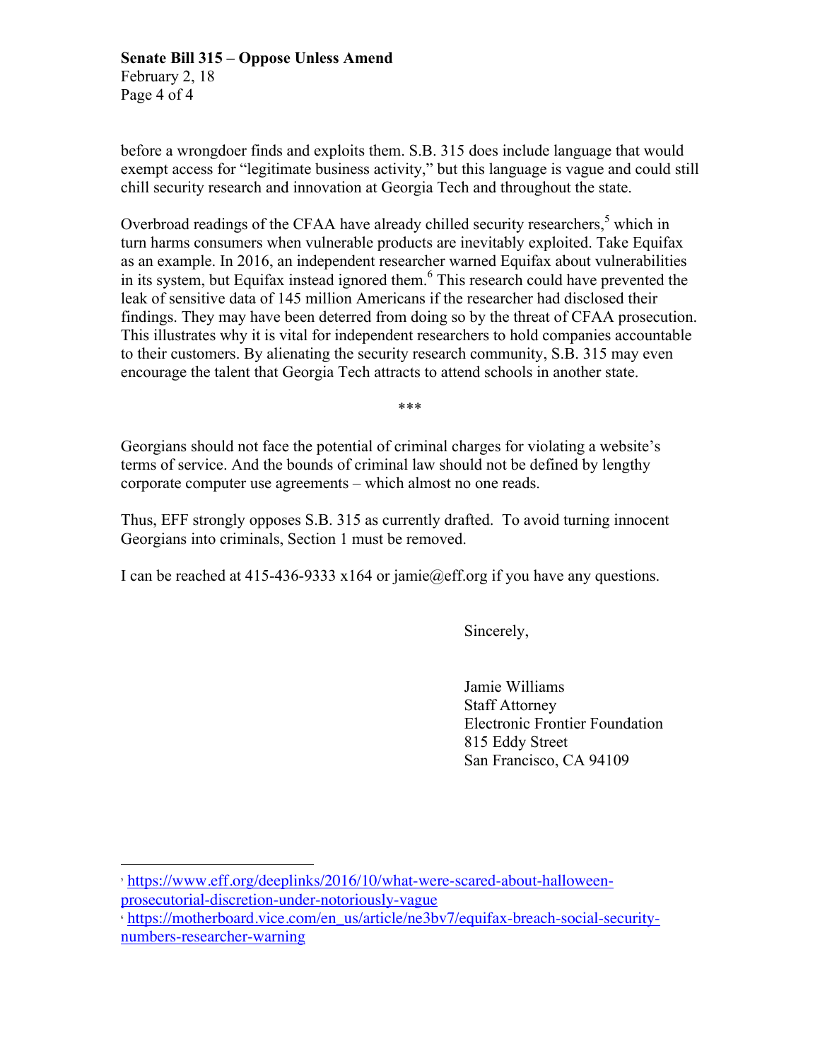before a wrongdoer finds and exploits them. S.B. 315 does include language that would exempt access for "legitimate business activity," but this language is vague and could still chill security research and innovation at Georgia Tech and throughout the state.

Overbroad readings of the CFAA have already chilled security researchers,[5] which in turn harms consumers when vulnerable products are inevitably exploited. Take Equifax as an example. In 2016, an independent researcher warned Equifax about vulnerabilities in its system, but Equifax instead ignored them.[6] This research could have prevented the leak of sensitive data of 145 million Americans if the researcher had disclosed their findings. They may have been deterred from doing so by the threat of CFAA prosecution. This illustrates why it is vital for independent researchers to hold companies accountable to their customers. By alienating the security research community, S.B. 315 may even encourage the talent that Georgia Tech attracts to attend schools in another state.

\*\*\*

Georgians should not face the potential of criminal charges for violating a website's terms of service. And the bounds of criminal law should not be defined by lengthy corporate computer use agreements – which almost no one reads.

Thus, EFF strongly opposes S.B. 315 as currently drafted. To avoid turning innocent Georgians into criminals, Section 1 must be removed.

I can be reached at 415-436-9333 x164 or jamie@eff.org if you have any questions.

Sincerely,

Jamie Williams
Staff Attorney
Electronic Frontier Foundation
815 Eddy Street
San Francisco, CA 94109

---

[5] https://www.eff.org/deeplinks/2016/10/what-were-scared-about-halloween-prosecutorial-discretion-under-notoriously-vague

[6] https://motherboard.vice.com/en_us/article/ne3bv7/equifax-breach-social-security-numbers-researcher-warning